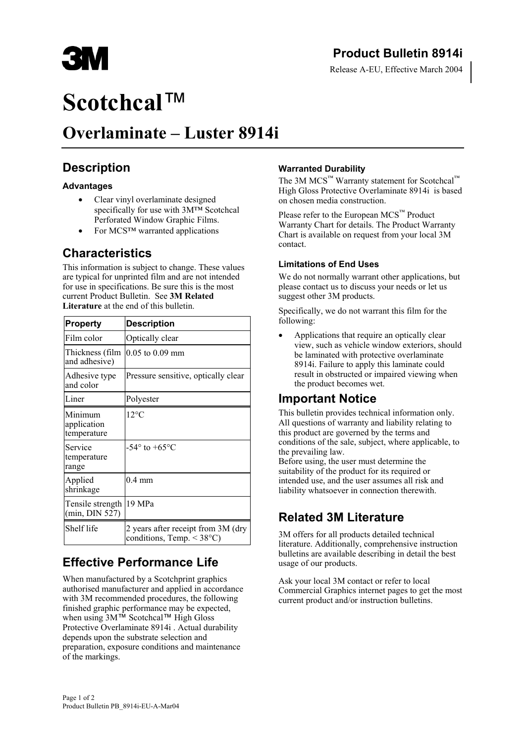# Product Bulletin 8914i

Release A-EU, Effective March 2004

# Scotchcal™

# Overlaminate – Luster 8914i

## Description

### Advantages

- Clear vinyl overlaminate designed specifically for use with 3M™ Scotchcal Perforated Window Graphic Films.
- For MCS™ warranted applications

## Characteristics

This information is subject to change. These values are typical for unprinted film and are not intended for use in specifications. Be sure this is the most current Product Bulletin. See **3M Related Literature** at the end of this bulletin.

| Property | Description |
|---|---|
| Film color | Optically clear |
| Thickness (film and adhesive) | 0.05 to 0.09 mm |
| Adhesive type and color | Pressure sensitive, optically clear |
| Liner | Polyester |
| Minimum application temperature | 12°C |
| Service temperature range | -54° to +65°C |
| Applied shrinkage | 0.4 mm |
| Tensile strength (min, DIN 527) | 19 MPa |
| Shelf life | 2 years after receipt from 3M (dry conditions, Temp. < 38°C) |

## Effective Performance Life

When manufactured by a Scotchprint graphics authorised manufacturer and applied in accordance with 3M recommended procedures, the following finished graphic performance may be expected, when using 3M™ Scotchcal™ High Gloss Protective Overlaminate 8914i . Actual durability depends upon the substrate selection and preparation, exposure conditions and maintenance of the markings.

### Warranted Durability

The 3M MCS™ Warranty statement for Scotchcal™ High Gloss Protective Overlaminate 8914i is based on chosen media construction.

Please refer to the European MCS™ Product Warranty Chart for details. The Product Warranty Chart is available on request from your local 3M contact.

### Limitations of End Uses

We do not normally warrant other applications, but please contact us to discuss your needs or let us suggest other 3M products.

Specifically, we do not warrant this film for the following:

- Applications that require an optically clear view, such as vehicle window exteriors, should be laminated with protective overlaminate 8914i. Failure to apply this laminate could result in obstructed or impaired viewing when the product becomes wet.

## Important Notice

This bulletin provides technical information only. All questions of warranty and liability relating to this product are governed by the terms and conditions of the sale, subject, where applicable, to the prevailing law.
Before using, the user must determine the suitability of the product for its required or intended use, and the user assumes all risk and liability whatsoever in connection therewith.

## Related 3M Literature

3M offers for all products detailed technical literature. Additionally, comprehensive instruction bulletins are available describing in detail the best usage of our products.

Ask your local 3M contact or refer to local Commercial Graphics internet pages to get the most current product and/or instruction bulletins.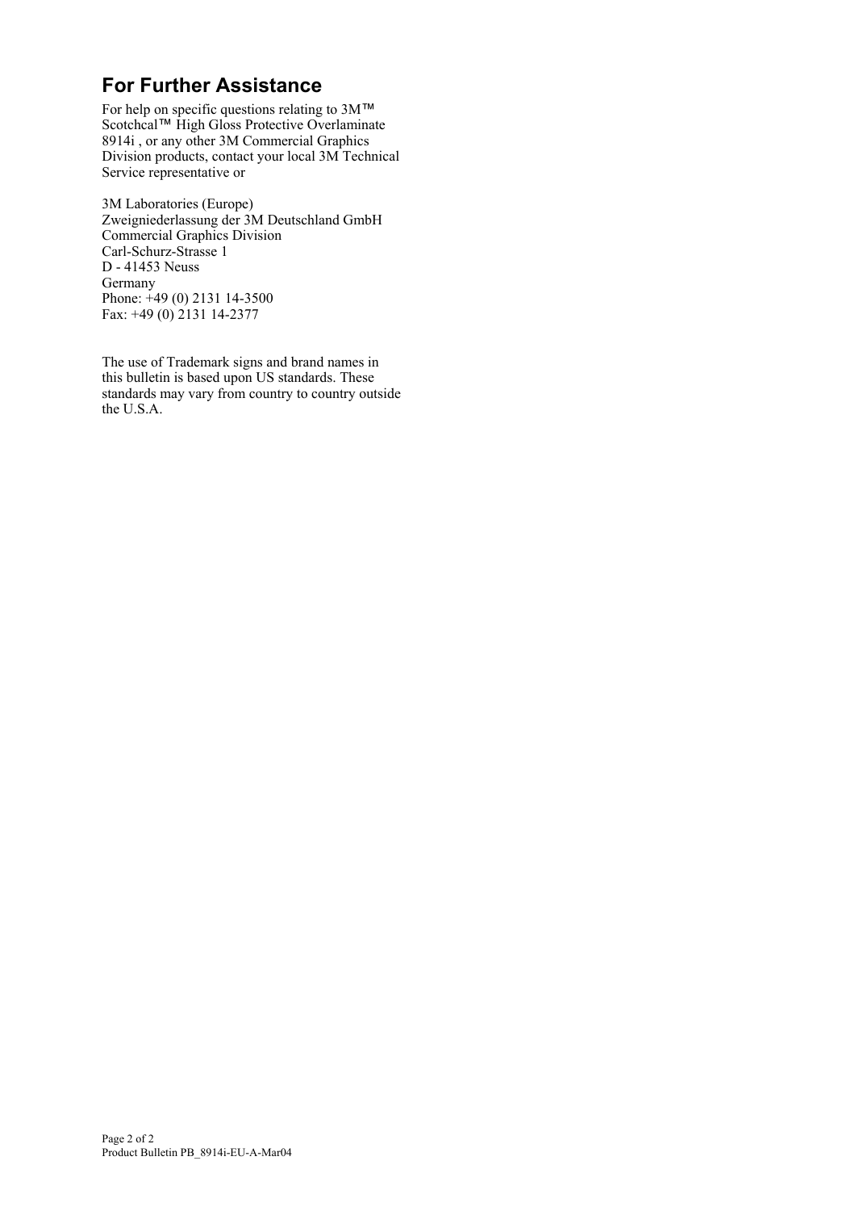## For Further Assistance

For help on specific questions relating to 3M™ Scotchcal™ High Gloss Protective Overlaminate 8914i , or any other 3M Commercial Graphics Division products, contact your local 3M Technical Service representative or

3M Laboratories (Europe)
Zweigniederlassung der 3M Deutschland GmbH
Commercial Graphics Division
Carl-Schurz-Strasse 1
D - 41453 Neuss
Germany
Phone: +49 (0) 2131 14-3500
Fax: +49 (0) 2131 14-2377

The use of Trademark signs and brand names in this bulletin is based upon US standards. These standards may vary from country to country outside the U.S.A.

Product Bulletin PB_8914i-EU-A-Mar04